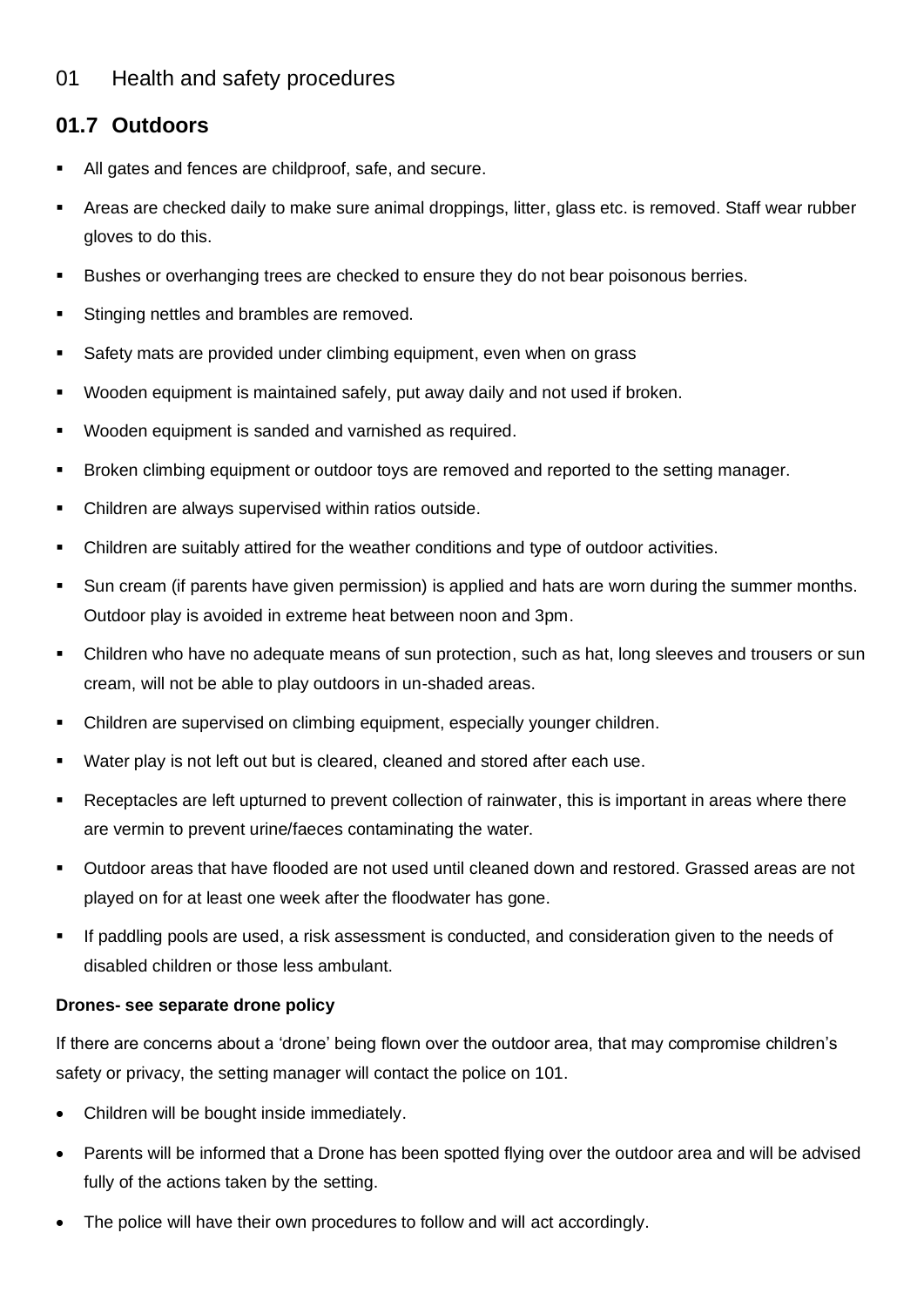# 01 Health and safety procedures

## 01.7 Outdoors

- All gates and fences are childproof, safe, and secure.
- Areas are checked daily to make sure animal droppings, litter, glass etc. is removed. Staff wear rubber gloves to do this.
- Bushes or overhanging trees are checked to ensure they do not bear poisonous berries.
- Stinging nettles and brambles are removed.
- Safety mats are provided under climbing equipment, even when on grass
- Wooden equipment is maintained safely, put away daily and not used if broken.
- Wooden equipment is sanded and varnished as required.
- Broken climbing equipment or outdoor toys are removed and reported to the setting manager.
- Children are always supervised within ratios outside.
- Children are suitably attired for the weather conditions and type of outdoor activities.
- Sun cream (if parents have given permission) is applied and hats are worn during the summer months. Outdoor play is avoided in extreme heat between noon and 3pm.
- Children who have no adequate means of sun protection, such as hat, long sleeves and trousers or sun cream, will not be able to play outdoors in un-shaded areas.
- Children are supervised on climbing equipment, especially younger children.
- Water play is not left out but is cleared, cleaned and stored after each use.
- Receptacles are left upturned to prevent collection of rainwater, this is important in areas where there are vermin to prevent urine/faeces contaminating the water.
- Outdoor areas that have flooded are not used until cleaned down and restored. Grassed areas are not played on for at least one week after the floodwater has gone.
- If paddling pools are used, a risk assessment is conducted, and consideration given to the needs of disabled children or those less ambulant.

**Drones- see separate drone policy**

If there are concerns about a 'drone' being flown over the outdoor area, that may compromise children's safety or privacy, the setting manager will contact the police on 101.

- Children will be bought inside immediately.
- Parents will be informed that a Drone has been spotted flying over the outdoor area and will be advised fully of the actions taken by the setting.
- The police will have their own procedures to follow and will act accordingly.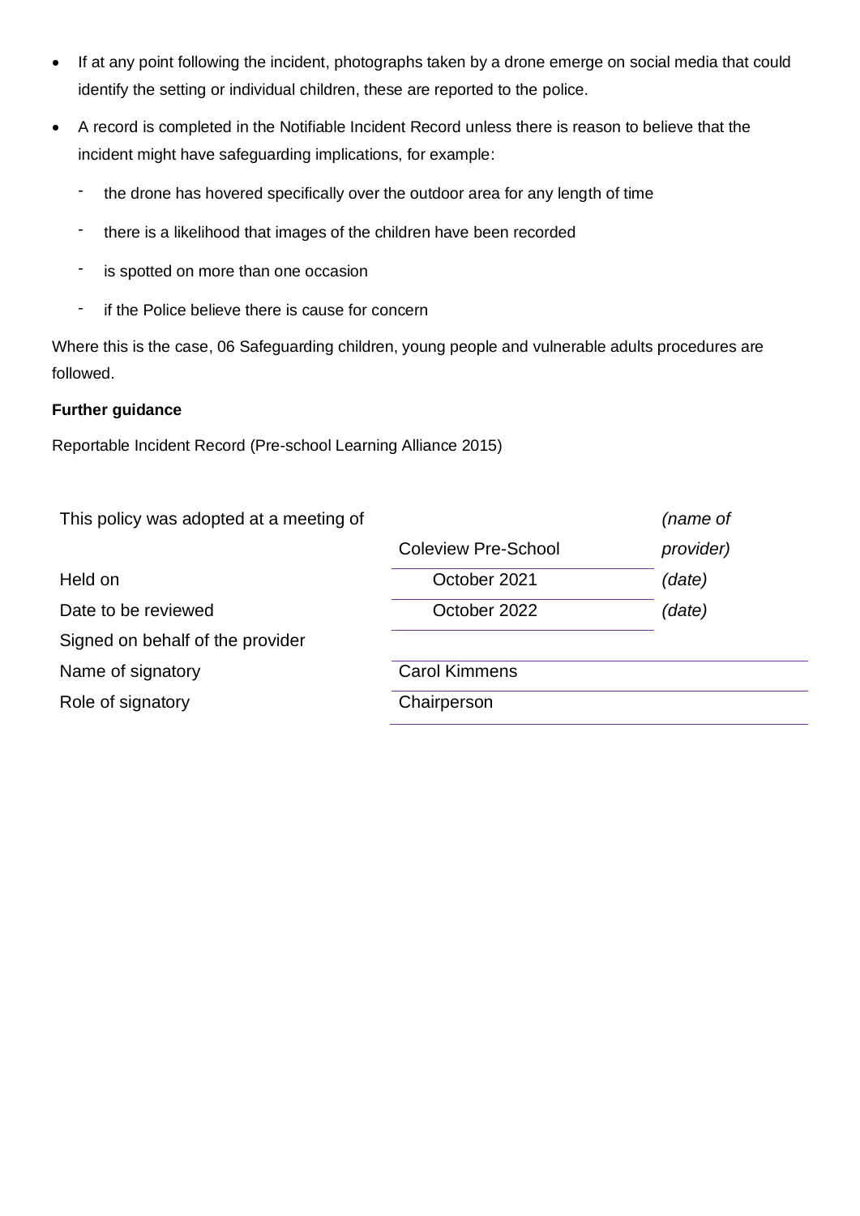- If at any point following the incident, photographs taken by a drone emerge on social media that could identify the setting or individual children, these are reported to the police.
- A record is completed in the Notifiable Incident Record unless there is reason to believe that the incident might have safeguarding implications, for example:
  - the drone has hovered specifically over the outdoor area for any length of time
  - there is a likelihood that images of the children have been recorded
  - is spotted on more than one occasion
  - if the Police believe there is cause for concern

Where this is the case, 06 Safeguarding children, young people and vulnerable adults procedures are followed.

**Further guidance**

Reportable Incident Record (Pre-school Learning Alliance 2015)

| | | |
|---|---|---|
| This policy was adopted at a meeting of | Coleview Pre-School | *(name of provider)* |
| Held on | October 2021 | *(date)* |
| Date to be reviewed | October 2022 | *(date)* |
| Signed on behalf of the provider | | |
| Name of signatory | Carol Kimmens | |
| Role of signatory | Chairperson | |